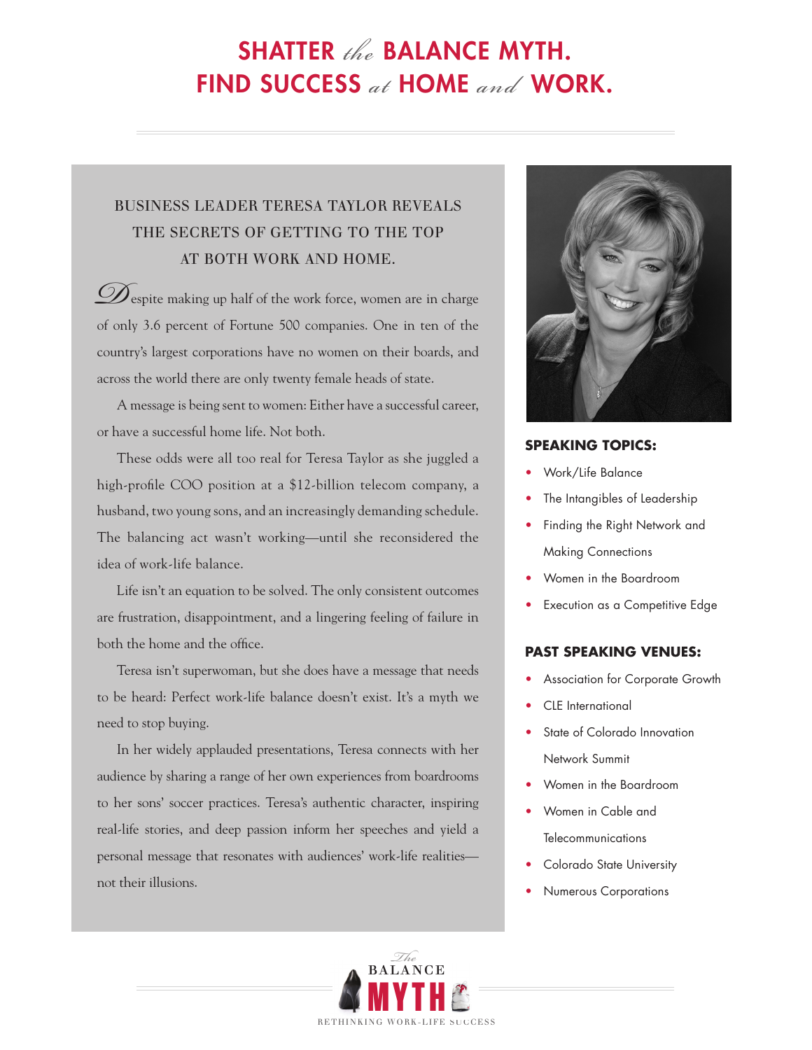# SHATTER *the* BALANCE MYTH. FIND SUCCESS *at* HOME *and* WORK.

## BUSINESS LEADER TERESA TAYLOR REVEALS THE SECRETS OF GETTING TO THE TOP AT BOTH WORK AND HOME.

Despite making up half of the work force, women are in charge of only 3.6 percent of Fortune 500 companies. One in ten of the country's largest corporations have no women on their boards, and across the world there are only twenty female heads of state.

A message is being sent to women: Either have a successful career, or have a successful home life. Not both.

These odds were all too real for Teresa Taylor as she juggled a high-profile COO position at a $12-billion telecom company, a husband, two young sons, and an increasingly demanding schedule. The balancing act wasn't working—until she reconsidered the idea of work-life balance.

Life isn't an equation to be solved. The only consistent outcomes are frustration, disappointment, and a lingering feeling of failure in both the home and the office.

Teresa isn't superwoman, but she does have a message that needs to be heard: Perfect work-life balance doesn't exist. It's a myth we need to stop buying.

In her widely applauded presentations, Teresa connects with her audience by sharing a range of her own experiences from boardrooms to her sons' soccer practices. Teresa's authentic character, inspiring real-life stories, and deep passion inform her speeches and yield a personal message that resonates with audiences' work-life realities—not their illusions.

### SPEAKING TOPICS:

- Work/Life Balance
- The Intangibles of Leadership
- Finding the Right Network and Making Connections
- Women in the Boardroom
- Execution as a Competitive Edge

### PAST SPEAKING VENUES:

- Association for Corporate Growth
- CLE International
- State of Colorado Innovation Network Summit
- Women in the Boardroom
- Women in Cable and Telecommunications
- Colorado State University
- Numerous Corporations

*The* BALANCE MYTH

RETHINKING WORK-LIFE SUCCESS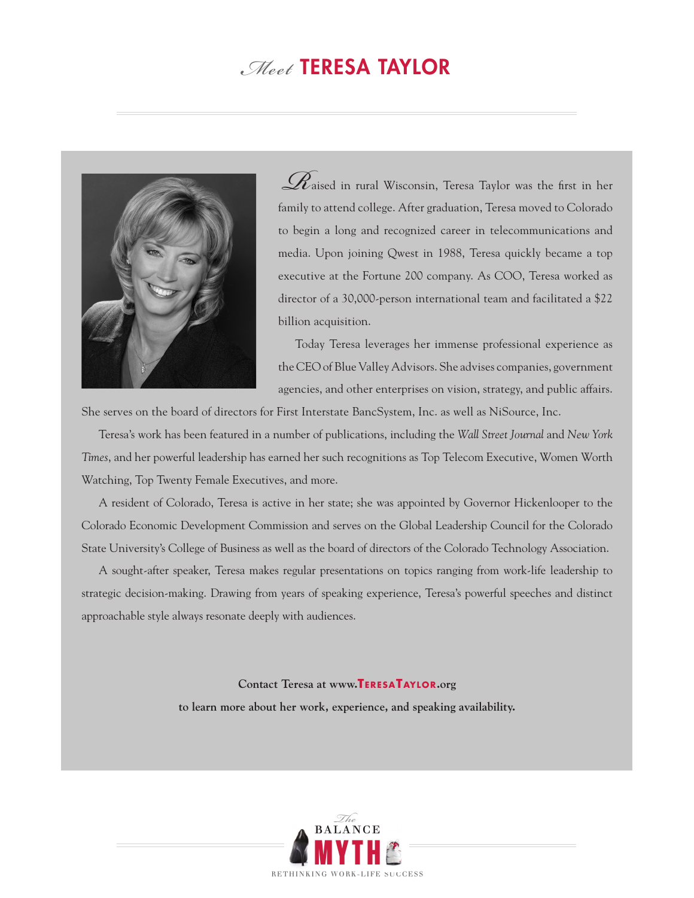# *Meet* TERESA TAYLOR

Raised in rural Wisconsin, Teresa Taylor was the first in her family to attend college. After graduation, Teresa moved to Colorado to begin a long and recognized career in telecommunications and media. Upon joining Qwest in 1988, Teresa quickly became a top executive at the Fortune 200 company. As COO, Teresa worked as director of a 30,000-person international team and facilitated a $22 billion acquisition.

Today Teresa leverages her immense professional experience as the CEO of Blue Valley Advisors. She advises companies, government agencies, and other enterprises on vision, strategy, and public affairs. She serves on the board of directors for First Interstate BancSystem, Inc. as well as NiSource, Inc.

Teresa's work has been featured in a number of publications, including the *Wall Street Journal* and *New York Times*, and her powerful leadership has earned her such recognitions as Top Telecom Executive, Women Worth Watching, Top Twenty Female Executives, and more.

A resident of Colorado, Teresa is active in her state; she was appointed by Governor Hickenlooper to the Colorado Economic Development Commission and serves on the Global Leadership Council for the Colorado State University's College of Business as well as the board of directors of the Colorado Technology Association.

A sought-after speaker, Teresa makes regular presentations on topics ranging from work-life leadership to strategic decision-making. Drawing from years of speaking experience, Teresa's powerful speeches and distinct approachable style always resonate deeply with audiences.

**Contact Teresa at www.TeresaTaylor.org**

**to learn more about her work, experience, and speaking availability.**

*The* BALANCE MYTH

RETHINKING WORK-LIFE SUCCESS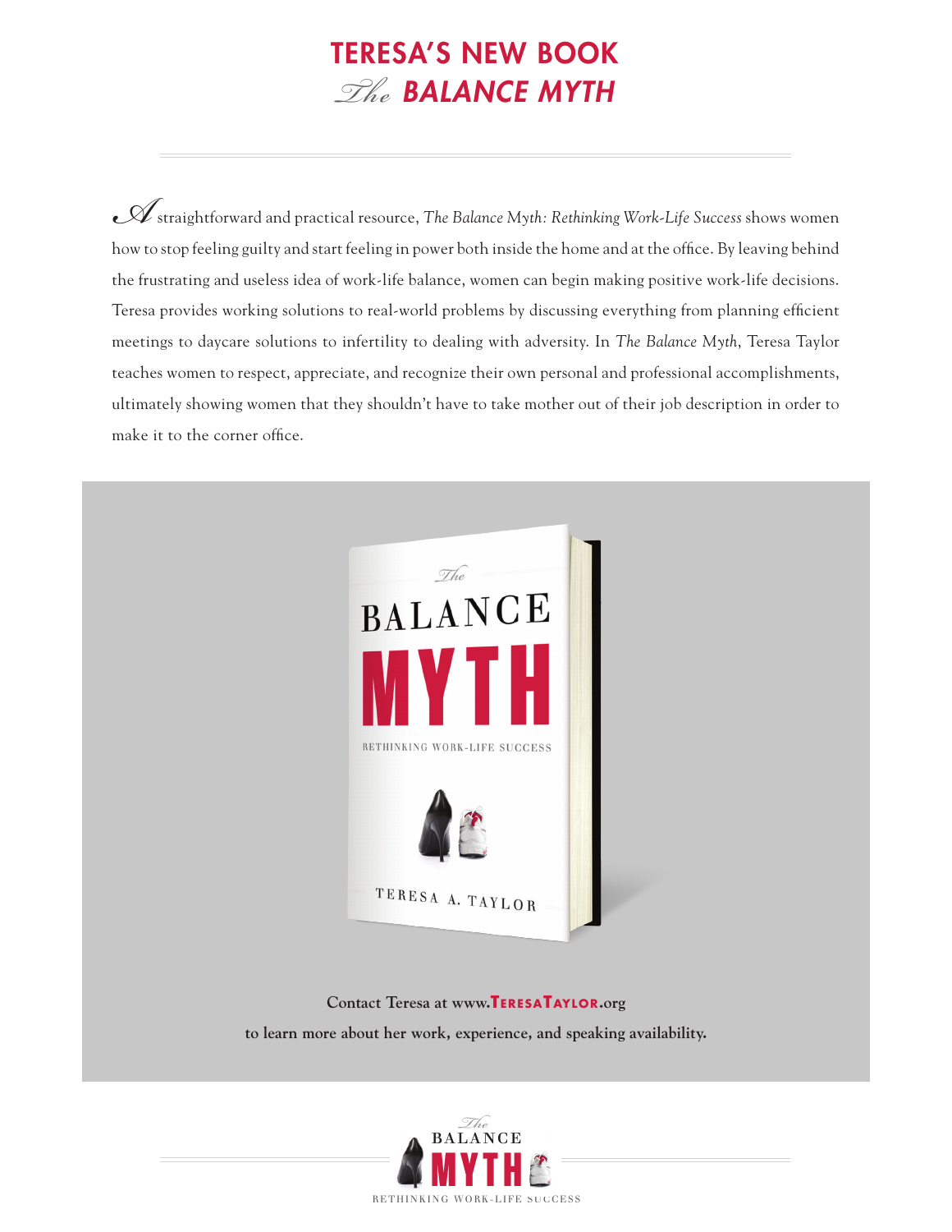# TERESA'S NEW BOOK
# *The* BALANCE MYTH

A straightforward and practical resource, *The Balance Myth: Rethinking Work-Life Success* shows women how to stop feeling guilty and start feeling in power both inside the home and at the office. By leaving behind the frustrating and useless idea of work-life balance, women can begin making positive work-life decisions. Teresa provides working solutions to real-world problems by discussing everything from planning efficient meetings to daycare solutions to infertility to dealing with adversity. In *The Balance Myth*, Teresa Taylor teaches women to respect, appreciate, and recognize their own personal and professional accomplishments, ultimately showing women that they shouldn't have to take mother out of their job description in order to make it to the corner office.

**Contact Teresa at www.TeresaTaylor.org**
**to learn more about her work, experience, and speaking availability.**